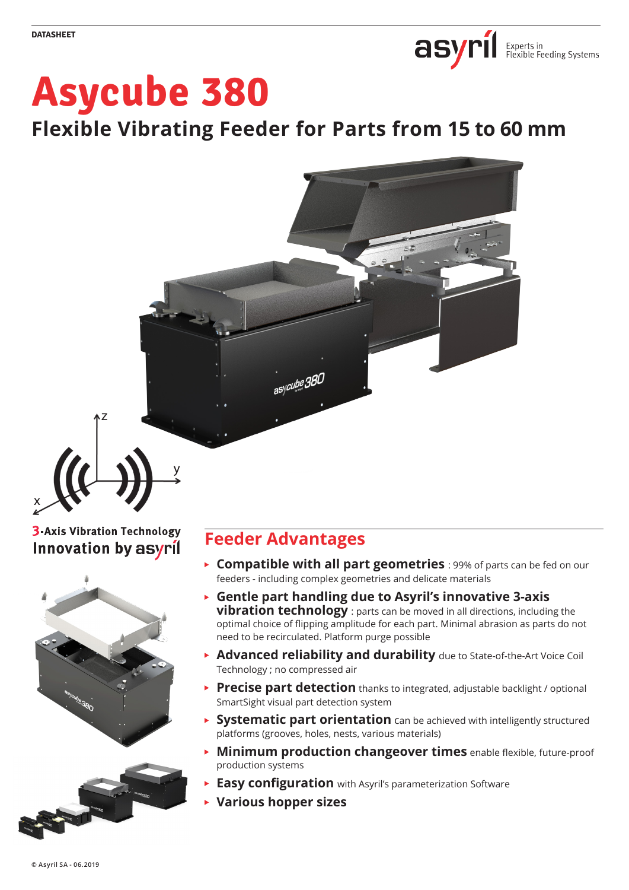DATASHEET

# Asycube 380

## Flexible Vibrating Feeder for Parts from 15 to 60 mm

3-Axis Vibration Technology
Innovation by asyril

## Feeder Advantages

- **Compatible with all part geometries** : 99% of parts can be fed on our feeders - including complex geometries and delicate materials
- **Gentle part handling due to Asyril's innovative 3-axis vibration technology** : parts can be moved in all directions, including the optimal choice of flipping amplitude for each part. Minimal abrasion as parts do not need to be recirculated. Platform purge possible
- **Advanced reliability and durability** due to State-of-the-Art Voice Coil Technology ; no compressed air
- **Precise part detection** thanks to integrated, adjustable backlight / optional SmartSight visual part detection system
- **Systematic part orientation** can be achieved with intelligently structured platforms (grooves, holes, nests, various materials)
- **Minimum production changeover times** enable flexible, future-proof production systems
- **Easy configuration** with Asyril's parameterization Software
- **Various hopper sizes**

© Asyril SA - 06.2019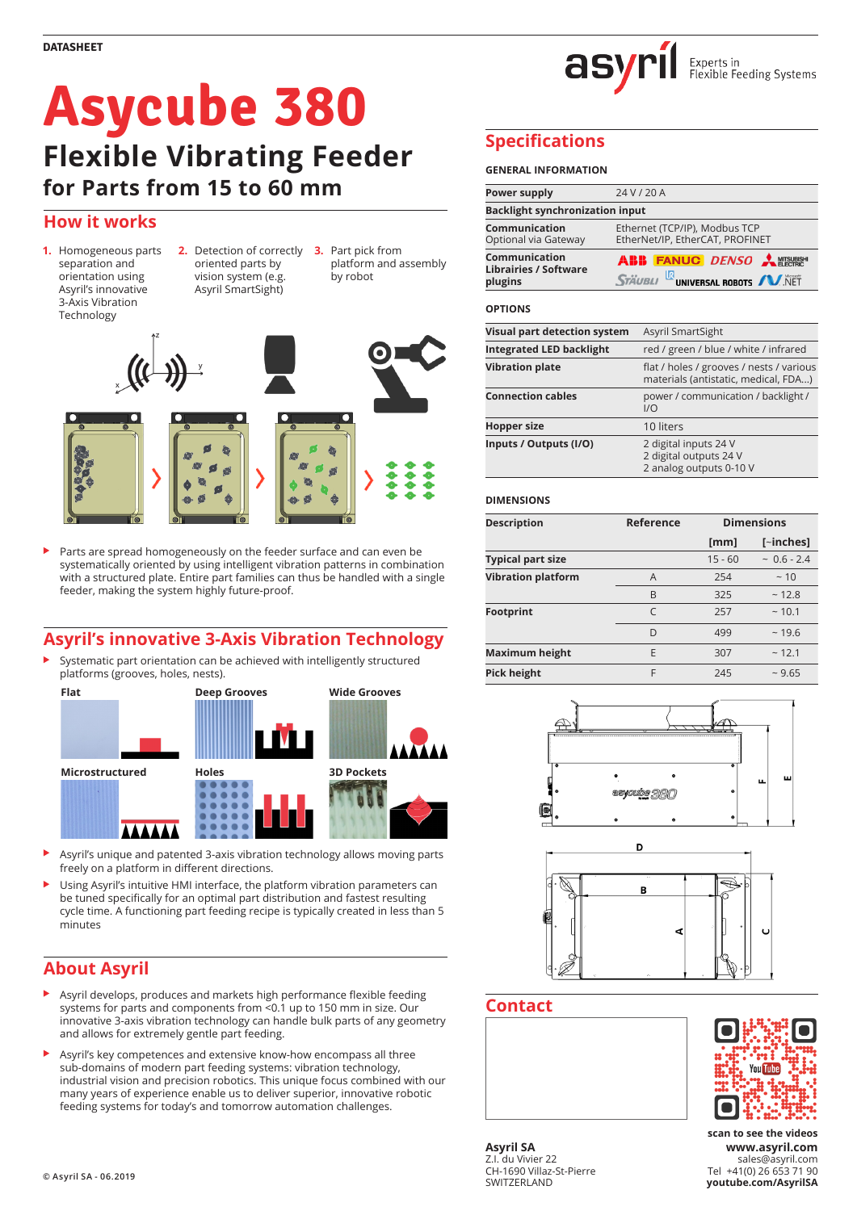DATASHEET

# Asycube 380

## Flexible Vibrating Feeder

### for Parts from 15 to 60 mm

asyril — Experts in Flexible Feeding Systems

## How it works

1. Homogeneous parts separation and orientation using Asyril's innovative 3-Axis Vibration Technology
2. Detection of correctly oriented parts by vision system (e.g. Asyril SmartSight)
3. Part pick from platform and assembly by robot

- Parts are spread homogeneously on the feeder surface and can even be systematically oriented by using intelligent vibration patterns in combination with a structured plate. Entire part families can thus be handled with a single feeder, making the system highly future-proof.

## Asyril's innovative 3-Axis Vibration Technology

- Systematic part orientation can be achieved with intelligently structured platforms (grooves, holes, nests).

Flat · Deep Grooves · Wide Grooves · Microstructured · Holes · 3D Pockets

- Asyril's unique and patented 3-axis vibration technology allows moving parts freely on a platform in different directions.
- Using Asyril's intuitive HMI interface, the platform vibration parameters can be tuned specifically for an optimal part distribution and fastest resulting cycle time. A functioning part feeding recipe is typically created in less than 5 minutes

## About Asyril

- Asyril develops, produces and markets high performance flexible feeding systems for parts and components from <0.1 up to 150 mm in size. Our innovative 3-axis vibration technology can handle bulk parts of any geometry and allows for extremely gentle part feeding.
- Asyril's key competences and extensive know-how encompass all three sub-domains of modern part feeding systems: vibration technology, industrial vision and precision robotics. This unique focus combined with our many years of experience enable us to deliver superior, innovative robotic feeding systems for today's and tomorrow automation challenges.

## Specifications

### GENERAL INFORMATION

| | |
|---|---|
| **Power supply** | 24 V / 20 A |
| **Backlight synchronization input** | |
| **Communication** Optional via Gateway | Ethernet (TCP/IP), Modbus TCP EtherNet/IP, EtherCAT, PROFINET |
| **Communication Librairies / Software plugins** | ABB, FANUC, DENSO, MITSUBISHI ELECTRIC, STÄUBLI, UNIVERSAL ROBOTS, Microsoft .NET |

### OPTIONS

| | |
|---|---|
| **Visual part detection system** | Asyril SmartSight |
| **Integrated LED backlight** | red / green / blue / white / infrared |
| **Vibration plate** | flat / holes / grooves / nests / various materials (antistatic, medical, FDA...) |
| **Connection cables** | power / communication / backlight / I/O |
| **Hopper size** | 10 liters |
| **Inputs / Outputs (I/O)** | 2 digital inputs 24 V<br>2 digital outputs 24 V<br>2 analog outputs 0-10 V |

### DIMENSIONS

| Description | Reference | Dimensions | |
|---|---|---|---|
| | | [mm] | [~inches] |
| **Typical part size** | | 15 - 60 | ~ 0.6 - 2.4 |
| **Vibration platform** | A | 254 | ~ 10 |
| | B | 325 | ~ 12.8 |
| **Footprint** | C | 257 | ~ 10.1 |
| | D | 499 | ~ 19.6 |
| **Maximum height** | E | 307 | ~ 12.1 |
| **Pick height** | F | 245 | ~ 9.65 |

## Contact

scan to see the videos

**Asyril SA**
Z.I. du Vivier 22
CH-1690 Villaz-St-Pierre
SWITZERLAND

**www.asyril.com**
sales@asyril.com
Tel +41(0) 26 653 71 90
**youtube.com/AsyrilSA**

© Asyril SA - 06.2019